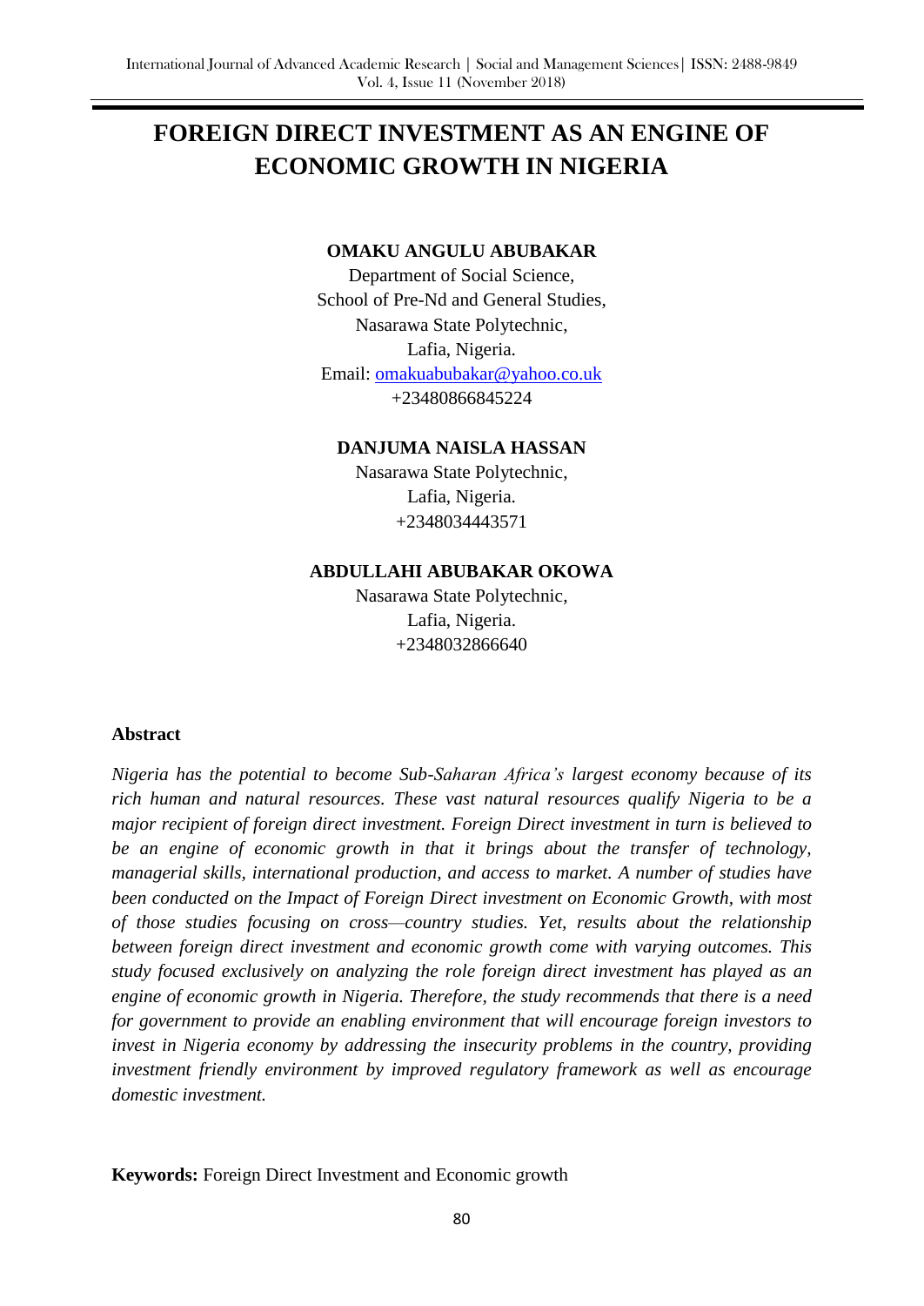# FOREIGN DIRECT INVESTMENT AS AN ENGINE OF ECONOMIC GROWTH IN NIGERIA

**OMAKU ANGULU ABUBAKAR**

Department of Social Science,
School of Pre-Nd and General Studies,
Nasarawa State Polytechnic,
Lafia, Nigeria.
Email: omakuabubakar@yahoo.co.uk
+23480866845224

**DANJUMA NAISLA HASSAN**

Nasarawa State Polytechnic,
Lafia, Nigeria.
+2348034443571

**ABDULLAHI ABUBAKAR OKOWA**

Nasarawa State Polytechnic,
Lafia, Nigeria.
+2348032866640

## Abstract

*Nigeria has the potential to become Sub-Saharan Africa's largest economy because of its rich human and natural resources. These vast natural resources qualify Nigeria to be a major recipient of foreign direct investment. Foreign Direct investment in turn is believed to be an engine of economic growth in that it brings about the transfer of technology, managerial skills, international production, and access to market. A number of studies have been conducted on the Impact of Foreign Direct investment on Economic Growth, with most of those studies focusing on cross—country studies. Yet, results about the relationship between foreign direct investment and economic growth come with varying outcomes. This study focused exclusively on analyzing the role foreign direct investment has played as an engine of economic growth in Nigeria. Therefore, the study recommends that there is a need for government to provide an enabling environment that will encourage foreign investors to invest in Nigeria economy by addressing the insecurity problems in the country, providing investment friendly environment by improved regulatory framework as well as encourage domestic investment.*

**Keywords:** Foreign Direct Investment and Economic growth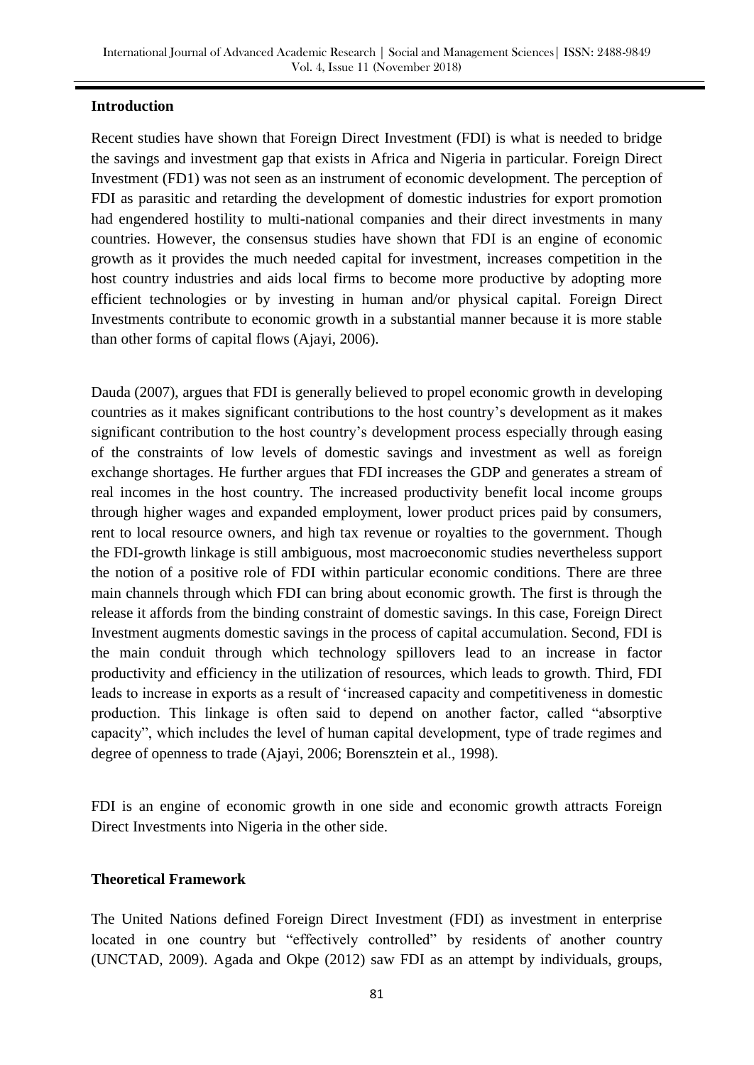**Introduction**

Recent studies have shown that Foreign Direct Investment (FDI) is what is needed to bridge the savings and investment gap that exists in Africa and Nigeria in particular. Foreign Direct Investment (FD1) was not seen as an instrument of economic development. The perception of FDI as parasitic and retarding the development of domestic industries for export promotion had engendered hostility to multi-national companies and their direct investments in many countries. However, the consensus studies have shown that FDI is an engine of economic growth as it provides the much needed capital for investment, increases competition in the host country industries and aids local firms to become more productive by adopting more efficient technologies or by investing in human and/or physical capital. Foreign Direct Investments contribute to economic growth in a substantial manner because it is more stable than other forms of capital flows (Ajayi, 2006).

Dauda (2007), argues that FDI is generally believed to propel economic growth in developing countries as it makes significant contributions to the host country's development as it makes significant contribution to the host country's development process especially through easing of the constraints of low levels of domestic savings and investment as well as foreign exchange shortages. He further argues that FDI increases the GDP and generates a stream of real incomes in the host country. The increased productivity benefit local income groups through higher wages and expanded employment, lower product prices paid by consumers, rent to local resource owners, and high tax revenue or royalties to the government. Though the FDI-growth linkage is still ambiguous, most macroeconomic studies nevertheless support the notion of a positive role of FDI within particular economic conditions. There are three main channels through which FDI can bring about economic growth. The first is through the release it affords from the binding constraint of domestic savings. In this case, Foreign Direct Investment augments domestic savings in the process of capital accumulation. Second, FDI is the main conduit through which technology spillovers lead to an increase in factor productivity and efficiency in the utilization of resources, which leads to growth. Third, FDI leads to increase in exports as a result of 'increased capacity and competitiveness in domestic production. This linkage is often said to depend on another factor, called "absorptive capacity", which includes the level of human capital development, type of trade regimes and degree of openness to trade (Ajayi, 2006; Borensztein et al., 1998).

FDI is an engine of economic growth in one side and economic growth attracts Foreign Direct Investments into Nigeria in the other side.

**Theoretical Framework**

The United Nations defined Foreign Direct Investment (FDI) as investment in enterprise located in one country but "effectively controlled" by residents of another country (UNCTAD, 2009). Agada and Okpe (2012) saw FDI as an attempt by individuals, groups,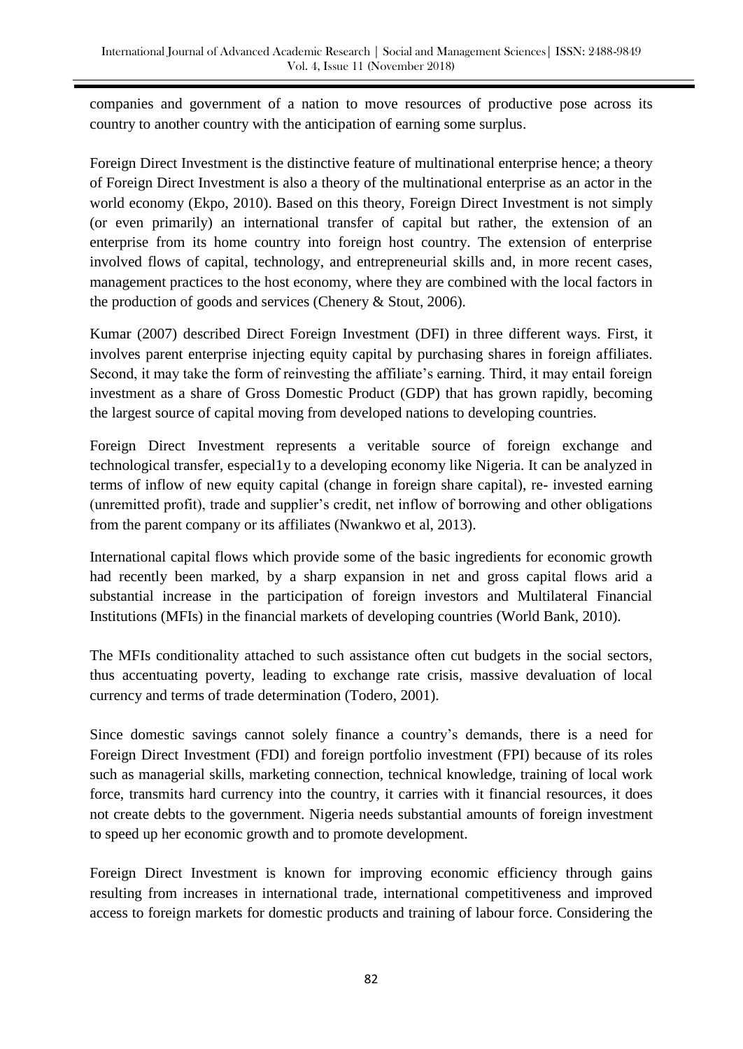companies and government of a nation to move resources of productive pose across its country to another country with the anticipation of earning some surplus.

Foreign Direct Investment is the distinctive feature of multinational enterprise hence; a theory of Foreign Direct Investment is also a theory of the multinational enterprise as an actor in the world economy (Ekpo, 2010). Based on this theory, Foreign Direct Investment is not simply (or even primarily) an international transfer of capital but rather, the extension of an enterprise from its home country into foreign host country. The extension of enterprise involved flows of capital, technology, and entrepreneurial skills and, in more recent cases, management practices to the host economy, where they are combined with the local factors in the production of goods and services (Chenery & Stout, 2006).

Kumar (2007) described Direct Foreign Investment (DFI) in three different ways. First, it involves parent enterprise injecting equity capital by purchasing shares in foreign affiliates. Second, it may take the form of reinvesting the affiliate's earning. Third, it may entail foreign investment as a share of Gross Domestic Product (GDP) that has grown rapidly, becoming the largest source of capital moving from developed nations to developing countries.

Foreign Direct Investment represents a veritable source of foreign exchange and technological transfer, especial1y to a developing economy like Nigeria. It can be analyzed in terms of inflow of new equity capital (change in foreign share capital), re- invested earning (unremitted profit), trade and supplier's credit, net inflow of borrowing and other obligations from the parent company or its affiliates (Nwankwo et al, 2013).

International capital flows which provide some of the basic ingredients for economic growth had recently been marked, by a sharp expansion in net and gross capital flows arid a substantial increase in the participation of foreign investors and Multilateral Financial Institutions (MFIs) in the financial markets of developing countries (World Bank, 2010).

The MFIs conditionality attached to such assistance often cut budgets in the social sectors, thus accentuating poverty, leading to exchange rate crisis, massive devaluation of local currency and terms of trade determination (Todero, 2001).

Since domestic savings cannot solely finance a country's demands, there is a need for Foreign Direct Investment (FDI) and foreign portfolio investment (FPI) because of its roles such as managerial skills, marketing connection, technical knowledge, training of local work force, transmits hard currency into the country, it carries with it financial resources, it does not create debts to the government. Nigeria needs substantial amounts of foreign investment to speed up her economic growth and to promote development.

Foreign Direct Investment is known for improving economic efficiency through gains resulting from increases in international trade, international competitiveness and improved access to foreign markets for domestic products and training of labour force. Considering the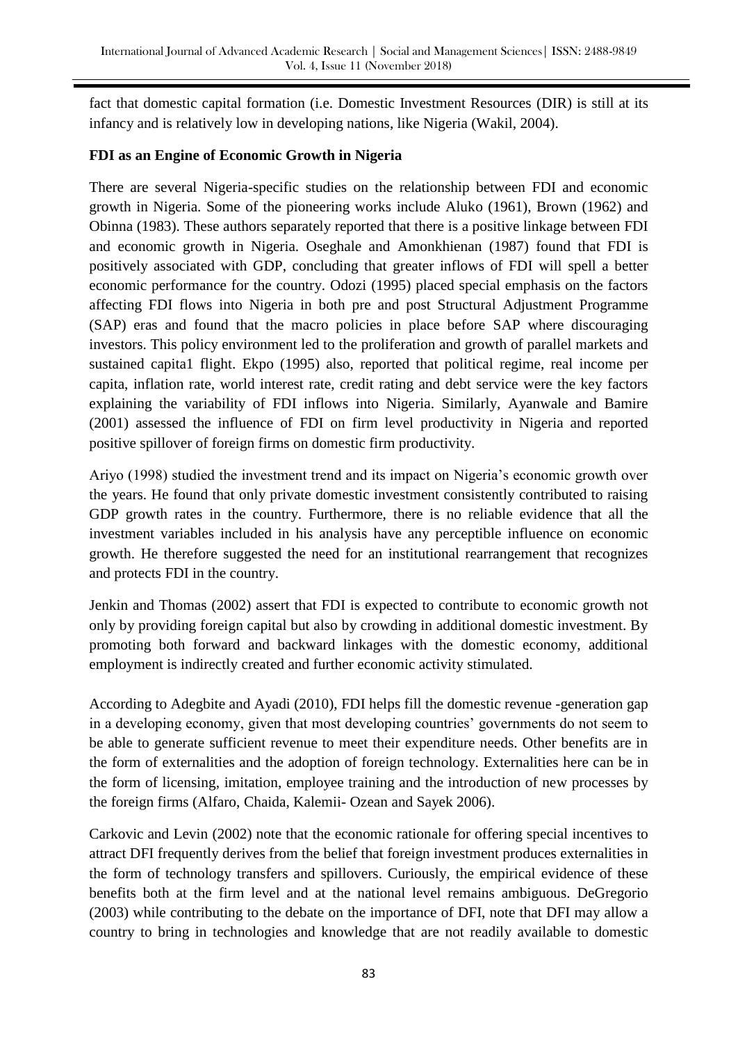fact that domestic capital formation (i.e. Domestic Investment Resources (DIR) is still at its infancy and is relatively low in developing nations, like Nigeria (Wakil, 2004).

**FDI as an Engine of Economic Growth in Nigeria**

There are several Nigeria-specific studies on the relationship between FDI and economic growth in Nigeria. Some of the pioneering works include Aluko (1961), Brown (1962) and Obinna (1983). These authors separately reported that there is a positive linkage between FDI and economic growth in Nigeria. Oseghale and Amonkhienan (1987) found that FDI is positively associated with GDP, concluding that greater inflows of FDI will spell a better economic performance for the country. Odozi (1995) placed special emphasis on the factors affecting FDI flows into Nigeria in both pre and post Structural Adjustment Programme (SAP) eras and found that the macro policies in place before SAP where discouraging investors. This policy environment led to the proliferation and growth of parallel markets and sustained capita1 flight. Ekpo (1995) also, reported that political regime, real income per capita, inflation rate, world interest rate, credit rating and debt service were the key factors explaining the variability of FDI inflows into Nigeria. Similarly, Ayanwale and Bamire (2001) assessed the influence of FDI on firm level productivity in Nigeria and reported positive spillover of foreign firms on domestic firm productivity.

Ariyo (1998) studied the investment trend and its impact on Nigeria's economic growth over the years. He found that only private domestic investment consistently contributed to raising GDP growth rates in the country. Furthermore, there is no reliable evidence that all the investment variables included in his analysis have any perceptible influence on economic growth. He therefore suggested the need for an institutional rearrangement that recognizes and protects FDI in the country.

Jenkin and Thomas (2002) assert that FDI is expected to contribute to economic growth not only by providing foreign capital but also by crowding in additional domestic investment. By promoting both forward and backward linkages with the domestic economy, additional employment is indirectly created and further economic activity stimulated.

According to Adegbite and Ayadi (2010), FDI helps fill the domestic revenue -generation gap in a developing economy, given that most developing countries' governments do not seem to be able to generate sufficient revenue to meet their expenditure needs. Other benefits are in the form of externalities and the adoption of foreign technology. Externalities here can be in the form of licensing, imitation, employee training and the introduction of new processes by the foreign firms (Alfaro, Chaida, Kalemii- Ozean and Sayek 2006).

Carkovic and Levin (2002) note that the economic rationale for offering special incentives to attract DFI frequently derives from the belief that foreign investment produces externalities in the form of technology transfers and spillovers. Curiously, the empirical evidence of these benefits both at the firm level and at the national level remains ambiguous. DeGregorio (2003) while contributing to the debate on the importance of DFI, note that DFI may allow a country to bring in technologies and knowledge that are not readily available to domestic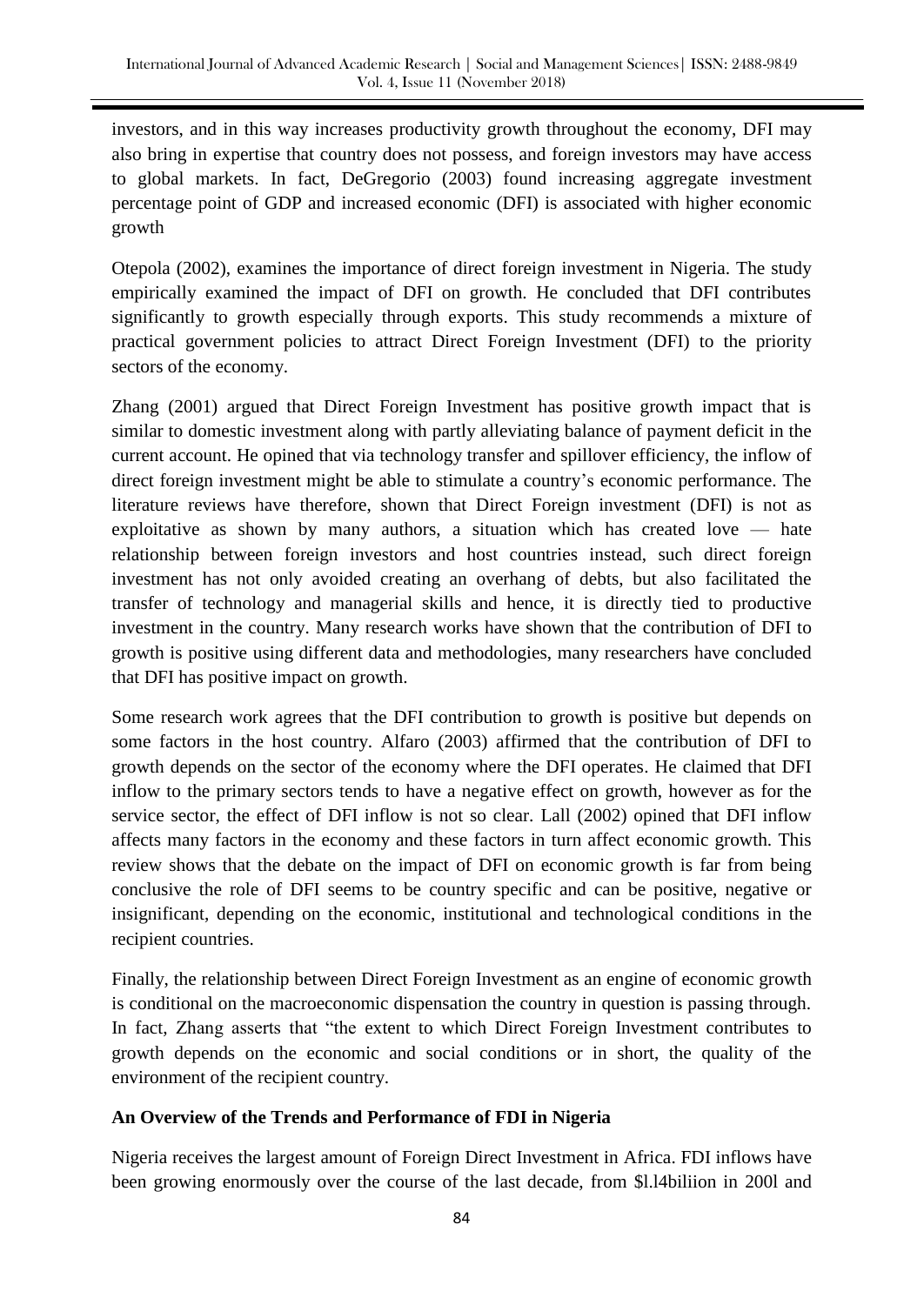investors, and in this way increases productivity growth throughout the economy, DFI may also bring in expertise that country does not possess, and foreign investors may have access to global markets. In fact, DeGregorio (2003) found increasing aggregate investment percentage point of GDP and increased economic (DFI) is associated with higher economic growth

Otepola (2002), examines the importance of direct foreign investment in Nigeria. The study empirically examined the impact of DFI on growth. He concluded that DFI contributes significantly to growth especially through exports. This study recommends a mixture of practical government policies to attract Direct Foreign Investment (DFI) to the priority sectors of the economy.

Zhang (2001) argued that Direct Foreign Investment has positive growth impact that is similar to domestic investment along with partly alleviating balance of payment deficit in the current account. He opined that via technology transfer and spillover efficiency, the inflow of direct foreign investment might be able to stimulate a country's economic performance. The literature reviews have therefore, shown that Direct Foreign investment (DFI) is not as exploitative as shown by many authors, a situation which has created love — hate relationship between foreign investors and host countries instead, such direct foreign investment has not only avoided creating an overhang of debts, but also facilitated the transfer of technology and managerial skills and hence, it is directly tied to productive investment in the country. Many research works have shown that the contribution of DFI to growth is positive using different data and methodologies, many researchers have concluded that DFI has positive impact on growth.

Some research work agrees that the DFI contribution to growth is positive but depends on some factors in the host country. Alfaro (2003) affirmed that the contribution of DFI to growth depends on the sector of the economy where the DFI operates. He claimed that DFI inflow to the primary sectors tends to have a negative effect on growth, however as for the service sector, the effect of DFI inflow is not so clear. Lall (2002) opined that DFI inflow affects many factors in the economy and these factors in turn affect economic growth. This review shows that the debate on the impact of DFI on economic growth is far from being conclusive the role of DFI seems to be country specific and can be positive, negative or insignificant, depending on the economic, institutional and technological conditions in the recipient countries.

Finally, the relationship between Direct Foreign Investment as an engine of economic growth is conditional on the macroeconomic dispensation the country in question is passing through. In fact, Zhang asserts that "the extent to which Direct Foreign Investment contributes to growth depends on the economic and social conditions or in short, the quality of the environment of the recipient country.

**An Overview of the Trends and Performance of FDI in Nigeria**

Nigeria receives the largest amount of Foreign Direct Investment in Africa. FDI inflows have been growing enormously over the course of the last decade, from $l.l4biliion in 200l and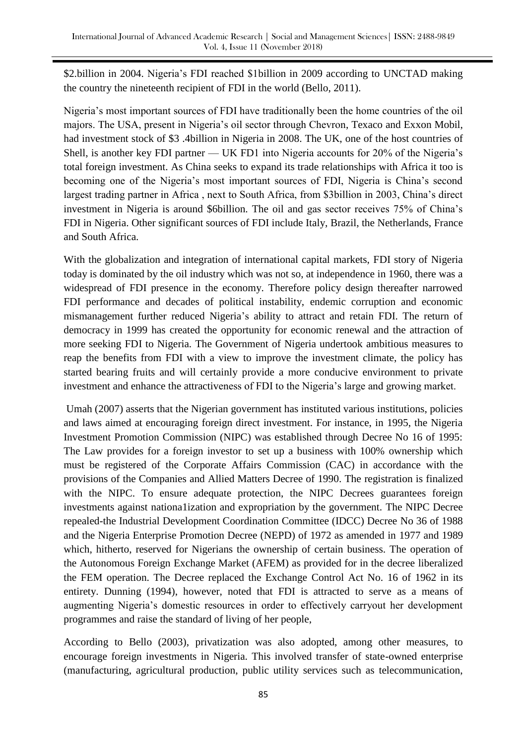$2.billion in 2004. Nigeria's FDI reached $1billion in 2009 according to UNCTAD making the country the nineteenth recipient of FDI in the world (Bello, 2011).

Nigeria's most important sources of FDI have traditionally been the home countries of the oil majors. The USA, present in Nigeria's oil sector through Chevron, Texaco and Exxon Mobil, had investment stock of $3 .4billion in Nigeria in 2008. The UK, one of the host countries of Shell, is another key FDI partner — UK FD1 into Nigeria accounts for 20% of the Nigeria's total foreign investment. As China seeks to expand its trade relationships with Africa it too is becoming one of the Nigeria's most important sources of FDI, Nigeria is China's second largest trading partner in Africa , next to South Africa, from $3billion in 2003, China's direct investment in Nigeria is around $6billion. The oil and gas sector receives 75% of China's FDI in Nigeria. Other significant sources of FDI include Italy, Brazil, the Netherlands, France and South Africa.

With the globalization and integration of international capital markets, FDI story of Nigeria today is dominated by the oil industry which was not so, at independence in 1960, there was a widespread of FDI presence in the economy. Therefore policy design thereafter narrowed FDI performance and decades of political instability, endemic corruption and economic mismanagement further reduced Nigeria's ability to attract and retain FDI. The return of democracy in 1999 has created the opportunity for economic renewal and the attraction of more seeking FDI to Nigeria. The Government of Nigeria undertook ambitious measures to reap the benefits from FDI with a view to improve the investment climate, the policy has started bearing fruits and will certainly provide a more conducive environment to private investment and enhance the attractiveness of FDI to the Nigeria's large and growing market.

Umah (2007) asserts that the Nigerian government has instituted various institutions, policies and laws aimed at encouraging foreign direct investment. For instance, in 1995, the Nigeria Investment Promotion Commission (NIPC) was established through Decree No 16 of 1995: The Law provides for a foreign investor to set up a business with 100% ownership which must be registered of the Corporate Affairs Commission (CAC) in accordance with the provisions of the Companies and Allied Matters Decree of 1990. The registration is finalized with the NIPC. To ensure adequate protection, the NIPC Decrees guarantees foreign investments against nationa1ization and expropriation by the government. The NIPC Decree repealed-the Industrial Development Coordination Committee (IDCC) Decree No 36 of 1988 and the Nigeria Enterprise Promotion Decree (NEPD) of 1972 as amended in 1977 and 1989 which, hitherto, reserved for Nigerians the ownership of certain business. The operation of the Autonomous Foreign Exchange Market (AFEM) as provided for in the decree liberalized the FEM operation. The Decree replaced the Exchange Control Act No. 16 of 1962 in its entirety. Dunning (1994), however, noted that FDI is attracted to serve as a means of augmenting Nigeria's domestic resources in order to effectively carryout her development programmes and raise the standard of living of her people,

According to Bello (2003), privatization was also adopted, among other measures, to encourage foreign investments in Nigeria. This involved transfer of state-owned enterprise (manufacturing, agricultural production, public utility services such as telecommunication,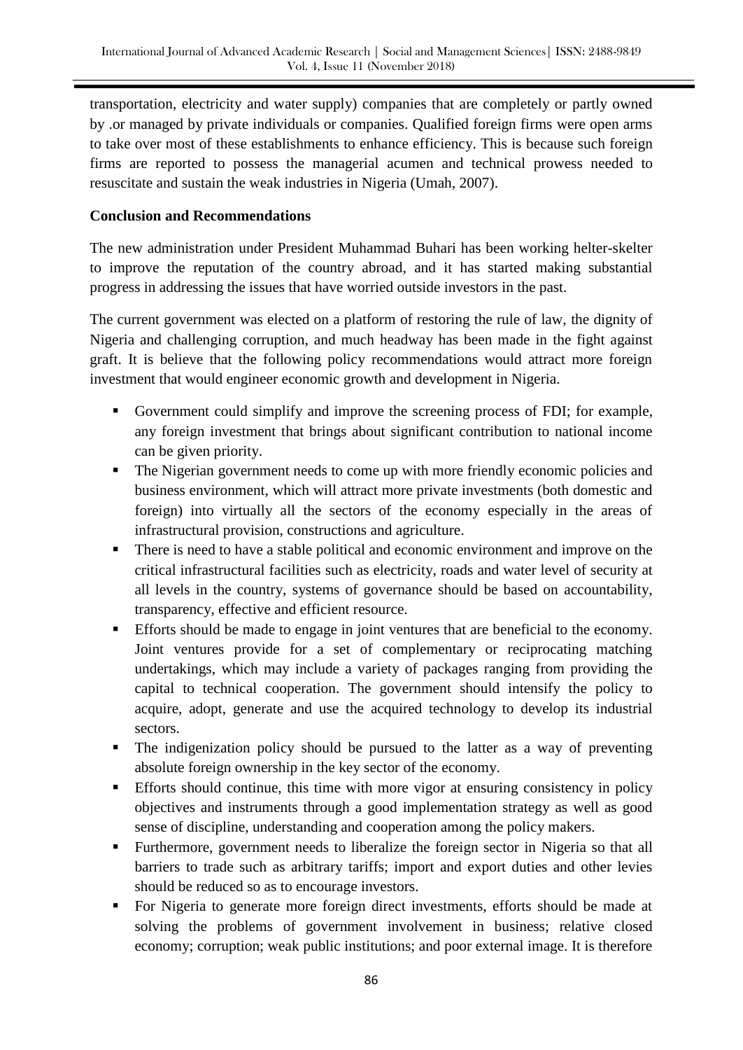transportation, electricity and water supply) companies that are completely or partly owned by .or managed by private individuals or companies. Qualified foreign firms were open arms to take over most of these establishments to enhance efficiency. This is because such foreign firms are reported to possess the managerial acumen and technical prowess needed to resuscitate and sustain the weak industries in Nigeria (Umah, 2007).

**Conclusion and Recommendations**

The new administration under President Muhammad Buhari has been working helter-skelter to improve the reputation of the country abroad, and it has started making substantial progress in addressing the issues that have worried outside investors in the past.

The current government was elected on a platform of restoring the rule of law, the dignity of Nigeria and challenging corruption, and much headway has been made in the fight against graft. It is believe that the following policy recommendations would attract more foreign investment that would engineer economic growth and development in Nigeria.

- Government could simplify and improve the screening process of FDI; for example, any foreign investment that brings about significant contribution to national income can be given priority.
- The Nigerian government needs to come up with more friendly economic policies and business environment, which will attract more private investments (both domestic and foreign) into virtually all the sectors of the economy especially in the areas of infrastructural provision, constructions and agriculture.
- There is need to have a stable political and economic environment and improve on the critical infrastructural facilities such as electricity, roads and water level of security at all levels in the country, systems of governance should be based on accountability, transparency, effective and efficient resource.
- Efforts should be made to engage in joint ventures that are beneficial to the economy. Joint ventures provide for a set of complementary or reciprocating matching undertakings, which may include a variety of packages ranging from providing the capital to technical cooperation. The government should intensify the policy to acquire, adopt, generate and use the acquired technology to develop its industrial sectors.
- The indigenization policy should be pursued to the latter as a way of preventing absolute foreign ownership in the key sector of the economy.
- Efforts should continue, this time with more vigor at ensuring consistency in policy objectives and instruments through a good implementation strategy as well as good sense of discipline, understanding and cooperation among the policy makers.
- Furthermore, government needs to liberalize the foreign sector in Nigeria so that all barriers to trade such as arbitrary tariffs; import and export duties and other levies should be reduced so as to encourage investors.
- For Nigeria to generate more foreign direct investments, efforts should be made at solving the problems of government involvement in business; relative closed economy; corruption; weak public institutions; and poor external image. It is therefore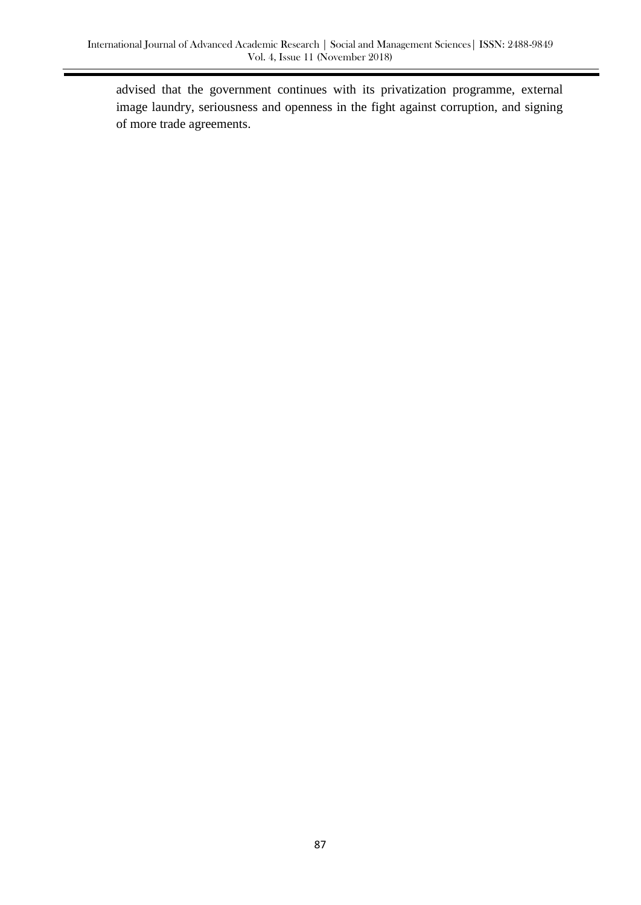advised that the government continues with its privatization programme, external image laundry, seriousness and openness in the fight against corruption, and signing of more trade agreements.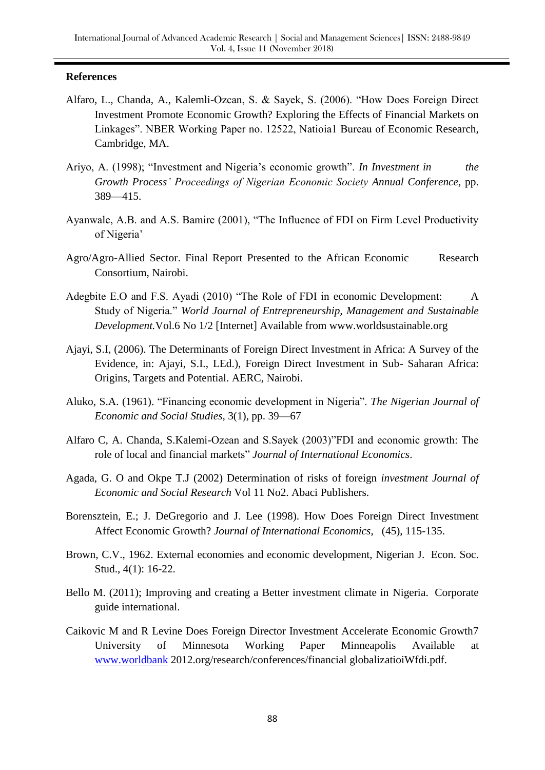**References**

Alfaro, L., Chanda, A., Kalemli-Ozcan, S. & Sayek, S. (2006). "How Does Foreign Direct Investment Promote Economic Growth? Exploring the Effects of Financial Markets on Linkages". NBER Working Paper no. 12522, Natioia1 Bureau of Economic Research, Cambridge, MA.

Ariyo, A. (1998); "Investment and Nigeria's economic growth". *In Investment in the Growth Process' Proceedings of Nigerian Economic Society Annual Conference,* pp. 389—415.

Ayanwale, A.B. and A.S. Bamire (2001), "The Influence of FDI on Firm Level Productivity of Nigeria'

Agro/Agro-Allied Sector. Final Report Presented to the African Economic Research Consortium, Nairobi.

Adegbite E.O and F.S. Ayadi (2010) "The Role of FDI in economic Development: A Study of Nigeria." *World Journal of Entrepreneurship, Management and Sustainable Development.*Vol.6 No 1/2 [Internet] Available from www.worldsustainable.org

Ajayi, S.I, (2006). The Determinants of Foreign Direct Investment in Africa: A Survey of the Evidence, in: Ajayi, S.I., LEd.), Foreign Direct Investment in Sub- Saharan Africa: Origins, Targets and Potential. AERC, Nairobi.

Aluko, S.A. (1961). "Financing economic development in Nigeria". *The Nigerian Journal of Economic and Social Studies,* 3(1), pp. 39—67

Alfaro C, A. Chanda, S.Kalemi-Ozean and S.Sayek (2003)"FDI and economic growth: The role of local and financial markets" *Journal of International Economics*.

Agada, G. O and Okpe T.J (2002) Determination of risks of foreign *investment Journal of Economic and Social Research* Vol 11 No2. Abaci Publishers.

Borensztein, E.; J. DeGregorio and J. Lee (1998). How Does Foreign Direct Investment Affect Economic Growth? *Journal of International Economics*, (45), 115-135.

Brown, C.V., 1962. External economies and economic development, Nigerian J. Econ. Soc. Stud., 4(1): 16-22.

Bello M. (2011); Improving and creating a Better investment climate in Nigeria. Corporate guide international.

Caikovic M and R Levine Does Foreign Director Investment Accelerate Economic Growth7 University of Minnesota Working Paper Minneapolis Available at www.worldbank 2012.org/research/conferences/financial globalizatioiWfdi.pdf.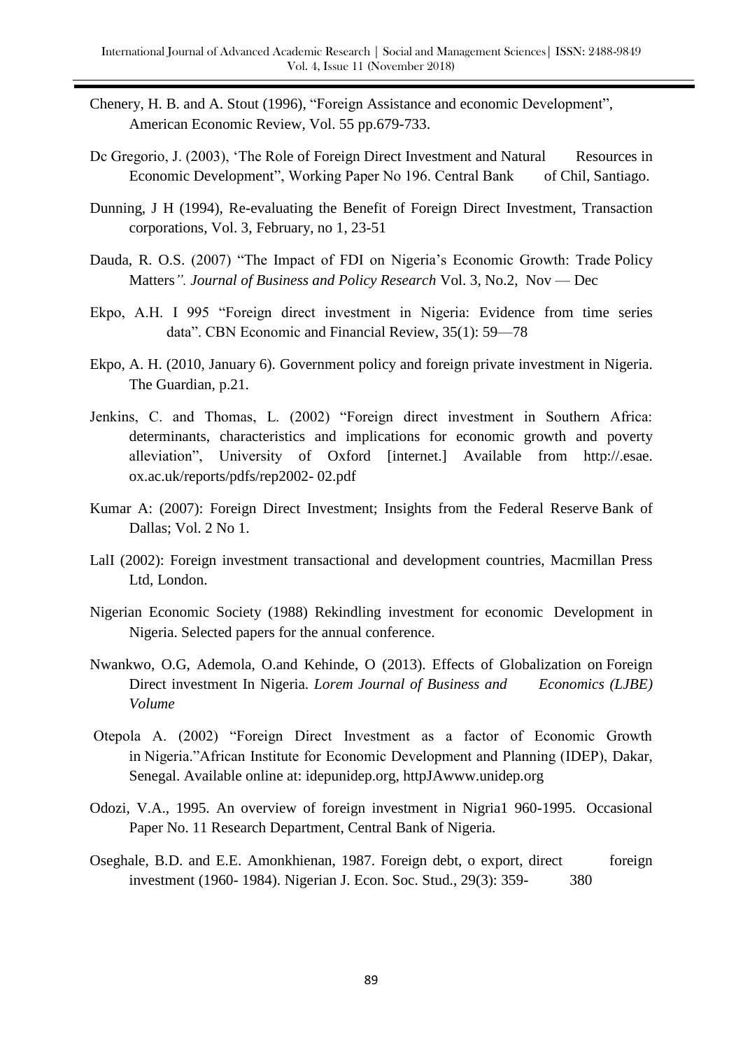Chenery, H. B. and A. Stout (1996), "Foreign Assistance and economic Development", American Economic Review, Vol. 55 pp.679-733.

Dc Gregorio, J. (2003), 'The Role of Foreign Direct Investment and Natural Resources in Economic Development", Working Paper No 196. Central Bank of Chil, Santiago.

Dunning, J H (1994), Re-evaluating the Benefit of Foreign Direct Investment, Transaction corporations, Vol. 3, February, no 1, 23-51

Dauda, R. O.S. (2007) "The Impact of FDI on Nigeria's Economic Growth: Trade Policy Matters*". Journal of Business and Policy Research* Vol. 3, No.2, Nov — Dec

Ekpo, A.H. I 995 "Foreign direct investment in Nigeria: Evidence from time series data". CBN Economic and Financial Review, 35(1): 59—78

Ekpo, A. H. (2010, January 6). Government policy and foreign private investment in Nigeria. The Guardian, p.21.

Jenkins, C. and Thomas, L. (2002) "Foreign direct investment in Southern Africa: determinants, characteristics and implications for economic growth and poverty alleviation", University of Oxford [internet.] Available from http://.esae. ox.ac.uk/reports/pdfs/rep2002- 02.pdf

Kumar A: (2007): Foreign Direct Investment; Insights from the Federal Reserve Bank of Dallas; Vol. 2 No 1.

LalI (2002): Foreign investment transactional and development countries, Macmillan Press Ltd, London.

Nigerian Economic Society (1988) Rekindling investment for economic Development in Nigeria. Selected papers for the annual conference.

Nwankwo, O.G, Ademola, O.and Kehinde, O (2013). Effects of Globalization on Foreign Direct investment In Nigeria. *Lorem Journal of Business and Economics (LJBE) Volume*

Otepola A. (2002) "Foreign Direct Investment as a factor of Economic Growth in Nigeria."African Institute for Economic Development and Planning (IDEP), Dakar, Senegal. Available online at: idepunidep.org, httpJAwww.unidep.org

Odozi, V.A., 1995. An overview of foreign investment in Nigria1 960-1995. Occasional Paper No. 11 Research Department, Central Bank of Nigeria.

Oseghale, B.D. and E.E. Amonkhienan, 1987. Foreign debt, o export, direct foreign investment (1960- 1984). Nigerian J. Econ. Soc. Stud., 29(3): 359- 380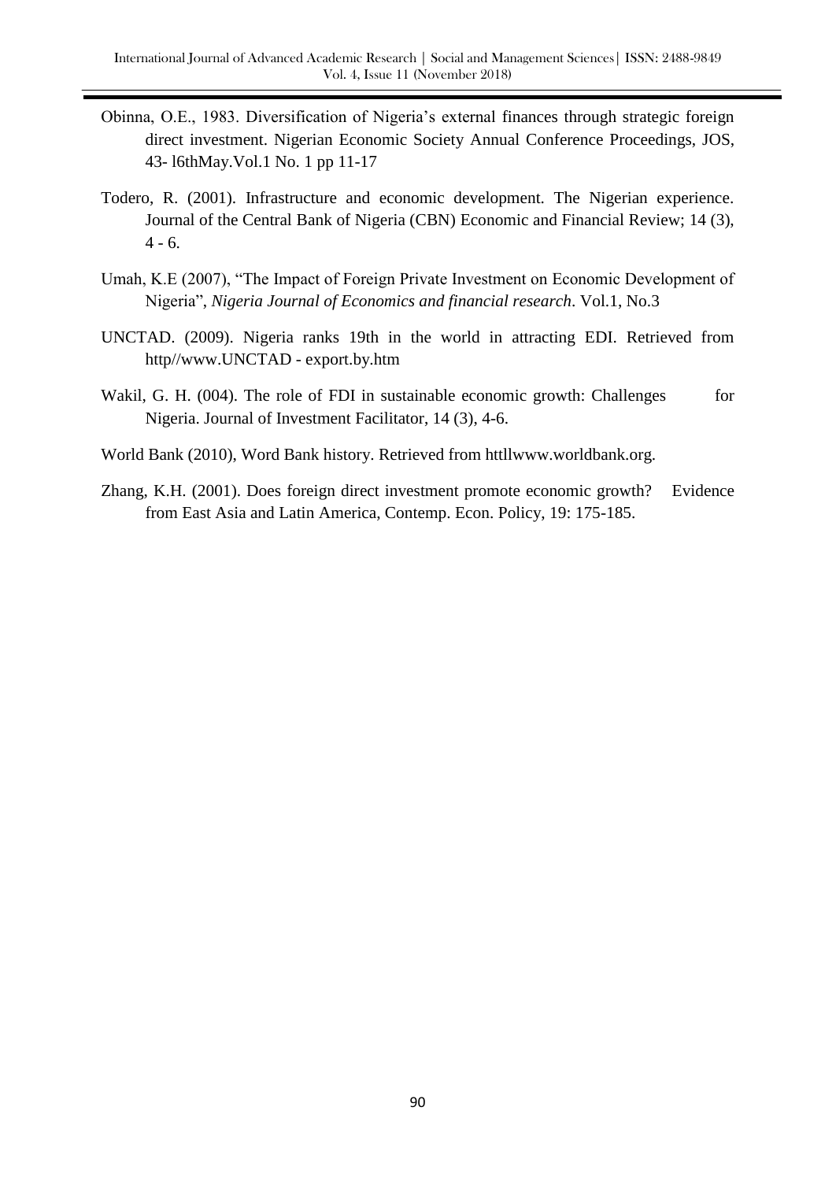Obinna, O.E., 1983. Diversification of Nigeria's external finances through strategic foreign direct investment. Nigerian Economic Society Annual Conference Proceedings, JOS, 43- l6thMay.Vol.1 No. 1 pp 11-17

Todero, R. (2001). Infrastructure and economic development. The Nigerian experience. Journal of the Central Bank of Nigeria (CBN) Economic and Financial Review; 14 (3), 4 - 6.

Umah, K.E (2007), "The Impact of Foreign Private Investment on Economic Development of Nigeria", *Nigeria Journal of Economics and financial research*. Vol.1, No.3

UNCTAD. (2009). Nigeria ranks 19th in the world in attracting EDI. Retrieved from http//www.UNCTAD - export.by.htm

Wakil, G. H. (004). The role of FDI in sustainable economic growth: Challenges for Nigeria. Journal of Investment Facilitator, 14 (3), 4-6.

World Bank (2010), Word Bank history. Retrieved from httllwww.worldbank.org.

Zhang, K.H. (2001). Does foreign direct investment promote economic growth? Evidence from East Asia and Latin America, Contemp. Econ. Policy, 19: 175-185.